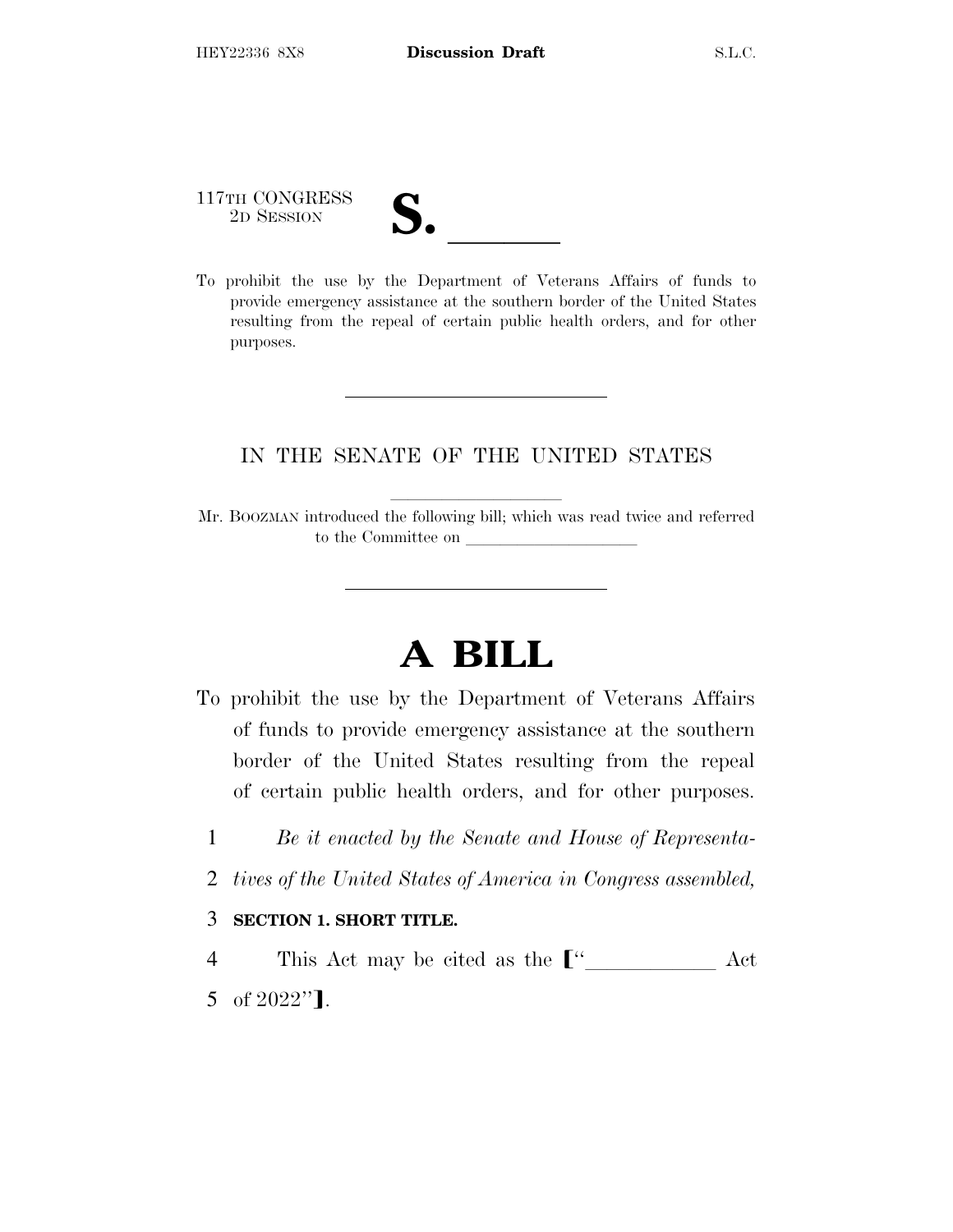117TH CONGRESS
2D SESSION

# S. ______

To prohibit the use by the Department of Veterans Affairs of funds to provide emergency assistance at the southern border of the United States resulting from the repeal of certain public health orders, and for other purposes.

---

IN THE SENATE OF THE UNITED STATES

Mr. BOOZMAN introduced the following bill; which was read twice and referred to the Committee on ____________________

---

# A BILL

To prohibit the use by the Department of Veterans Affairs of funds to provide emergency assistance at the southern border of the United States resulting from the repeal of certain public health orders, and for other purposes.

1 *Be it enacted by the Senate and House of Representa-*
2 *tives of the United States of America in Congress assembled,*

3 **SECTION 1. SHORT TITLE.**

4 This Act may be cited as the [“____________ Act
5 of 2022”].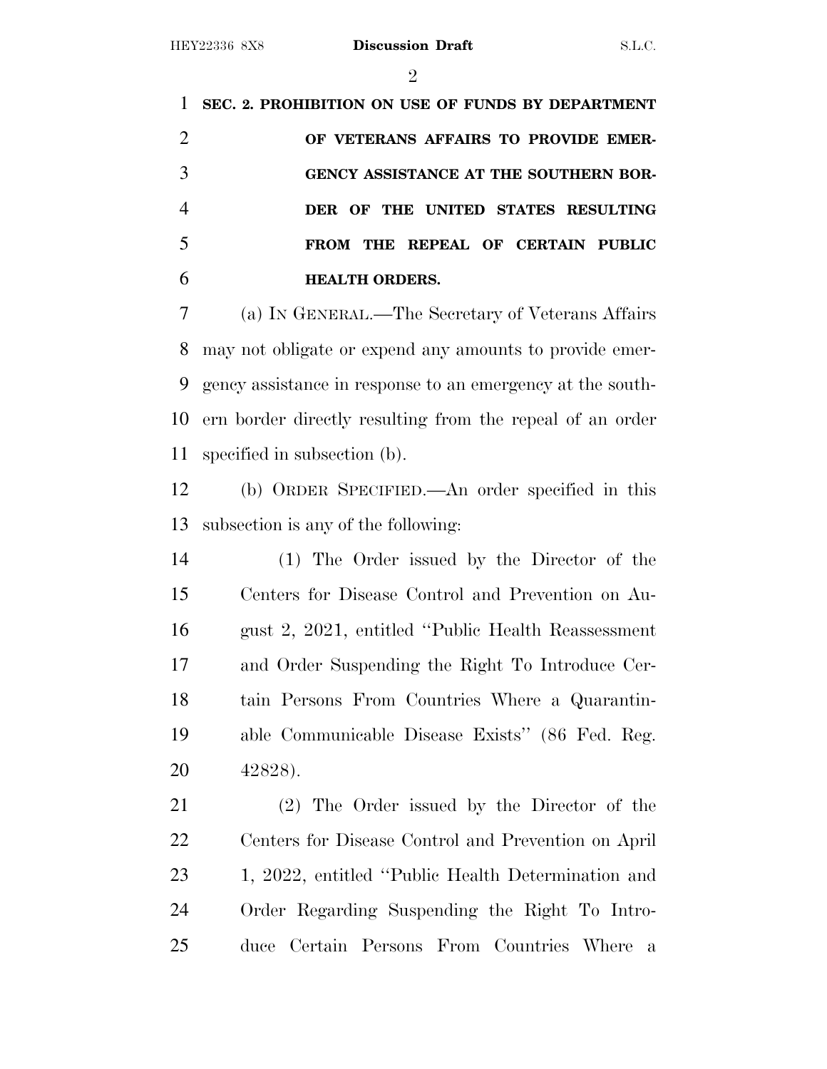**SEC. 2. PROHIBITION ON USE OF FUNDS BY DEPARTMENT OF VETERANS AFFAIRS TO PROVIDE EMERGENCY ASSISTANCE AT THE SOUTHERN BORDER OF THE UNITED STATES RESULTING FROM THE REPEAL OF CERTAIN PUBLIC HEALTH ORDERS.**

(a) IN GENERAL.—The Secretary of Veterans Affairs may not obligate or expend any amounts to provide emergency assistance in response to an emergency at the southern border directly resulting from the repeal of an order specified in subsection (b).

(b) ORDER SPECIFIED.—An order specified in this subsection is any of the following:

(1) The Order issued by the Director of the Centers for Disease Control and Prevention on August 2, 2021, entitled "Public Health Reassessment and Order Suspending the Right To Introduce Certain Persons From Countries Where a Quarantinable Communicable Disease Exists" (86 Fed. Reg. 42828).

(2) The Order issued by the Director of the Centers for Disease Control and Prevention on April 1, 2022, entitled "Public Health Determination and Order Regarding Suspending the Right To Introduce Certain Persons From Countries Where a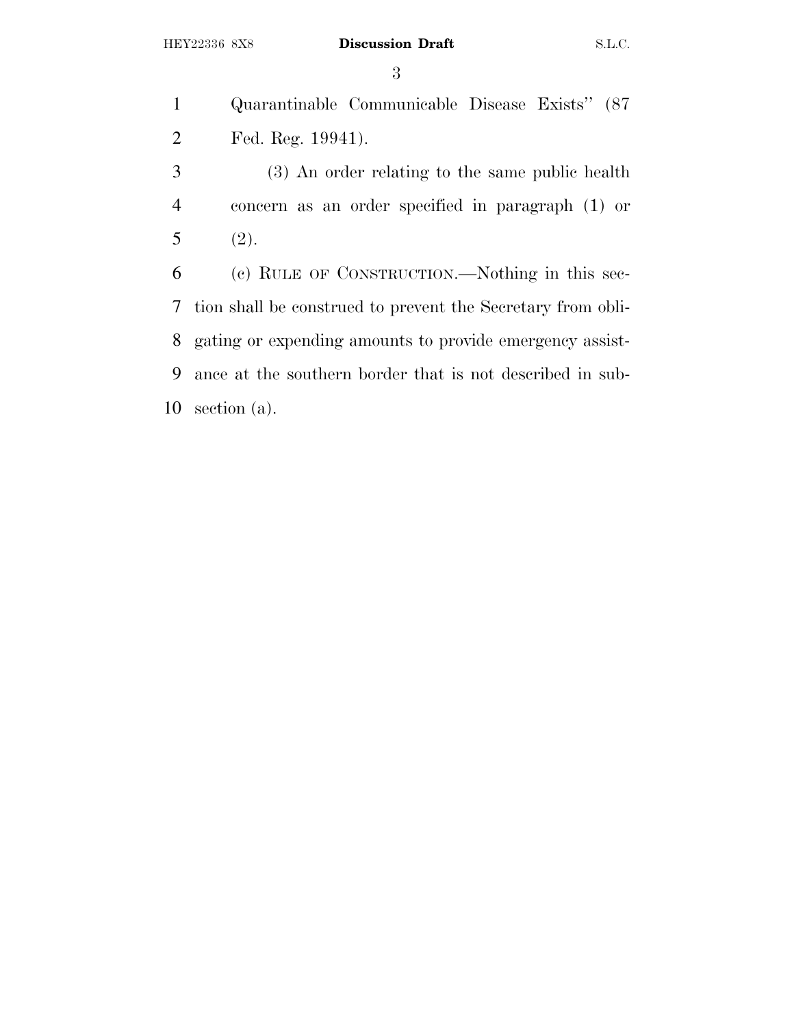Quarantinable Communicable Disease Exists'' (87 Fed. Reg. 19941).

(3) An order relating to the same public health concern as an order specified in paragraph (1) or (2).

(c) RULE OF CONSTRUCTION.—Nothing in this section shall be construed to prevent the Secretary from obligating or expending amounts to provide emergency assistance at the southern border that is not described in subsection (a).